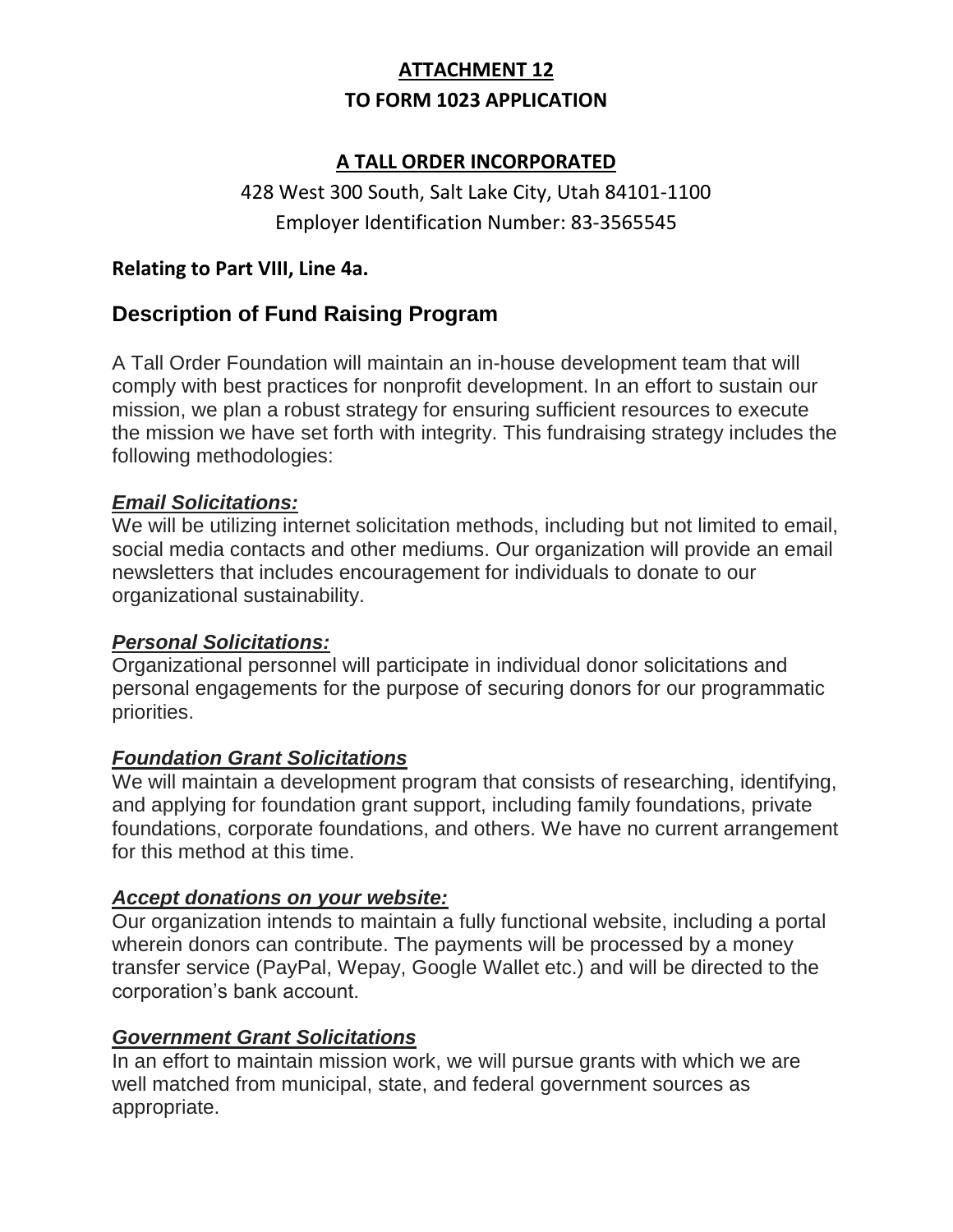# ATTACHMENT 12

# TO FORM 1023 APPLICATION

## A TALL ORDER INCORPORATED

428 West 300 South, Salt Lake City, Utah 84101-1100

Employer Identification Number: 83-3565545

**Relating to Part VIII, Line 4a.**

## Description of Fund Raising Program

A Tall Order Foundation will maintain an in-house development team that will comply with best practices for nonprofit development. In an effort to sustain our mission, we plan a robust strategy for ensuring sufficient resources to execute the mission we have set forth with integrity. This fundraising strategy includes the following methodologies:

### ***Email Solicitations:***

We will be utilizing internet solicitation methods, including but not limited to email, social media contacts and other mediums. Our organization will provide an email newsletters that includes encouragement for individuals to donate to our organizational sustainability.

### ***Personal Solicitations:***

Organizational personnel will participate in individual donor solicitations and personal engagements for the purpose of securing donors for our programmatic priorities.

### ***Foundation Grant Solicitations***

We will maintain a development program that consists of researching, identifying, and applying for foundation grant support, including family foundations, private foundations, corporate foundations, and others. We have no current arrangement for this method at this time.

### ***Accept donations on your website:***

Our organization intends to maintain a fully functional website, including a portal wherein donors can contribute. The payments will be processed by a money transfer service (PayPal, Wepay, Google Wallet etc.) and will be directed to the corporation's bank account.

### ***Government Grant Solicitations***

In an effort to maintain mission work, we will pursue grants with which we are well matched from municipal, state, and federal government sources as appropriate.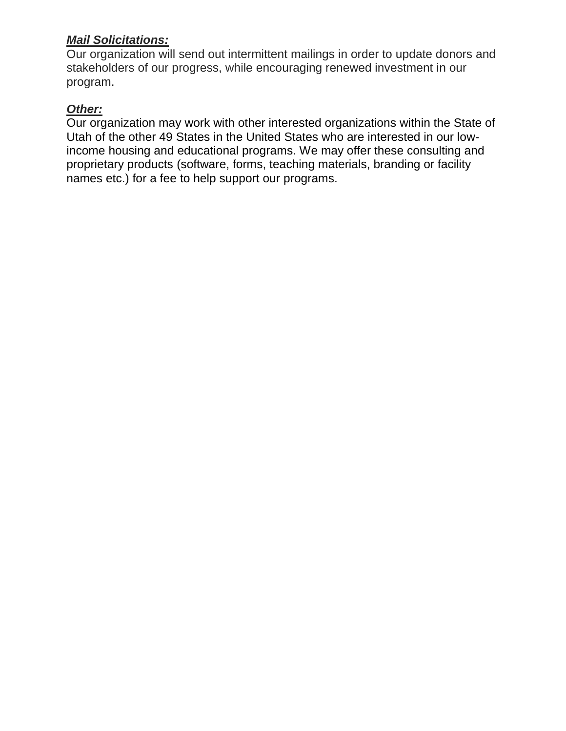***<u>Mail Solicitations:</u>***

Our organization will send out intermittent mailings in order to update donors and stakeholders of our progress, while encouraging renewed investment in our program.

***<u>Other:</u>***

Our organization may work with other interested organizations within the State of Utah of the other 49 States in the United States who are interested in our low-income housing and educational programs. We may offer these consulting and proprietary products (software, forms, teaching materials, branding or facility names etc.) for a fee to help support our programs.